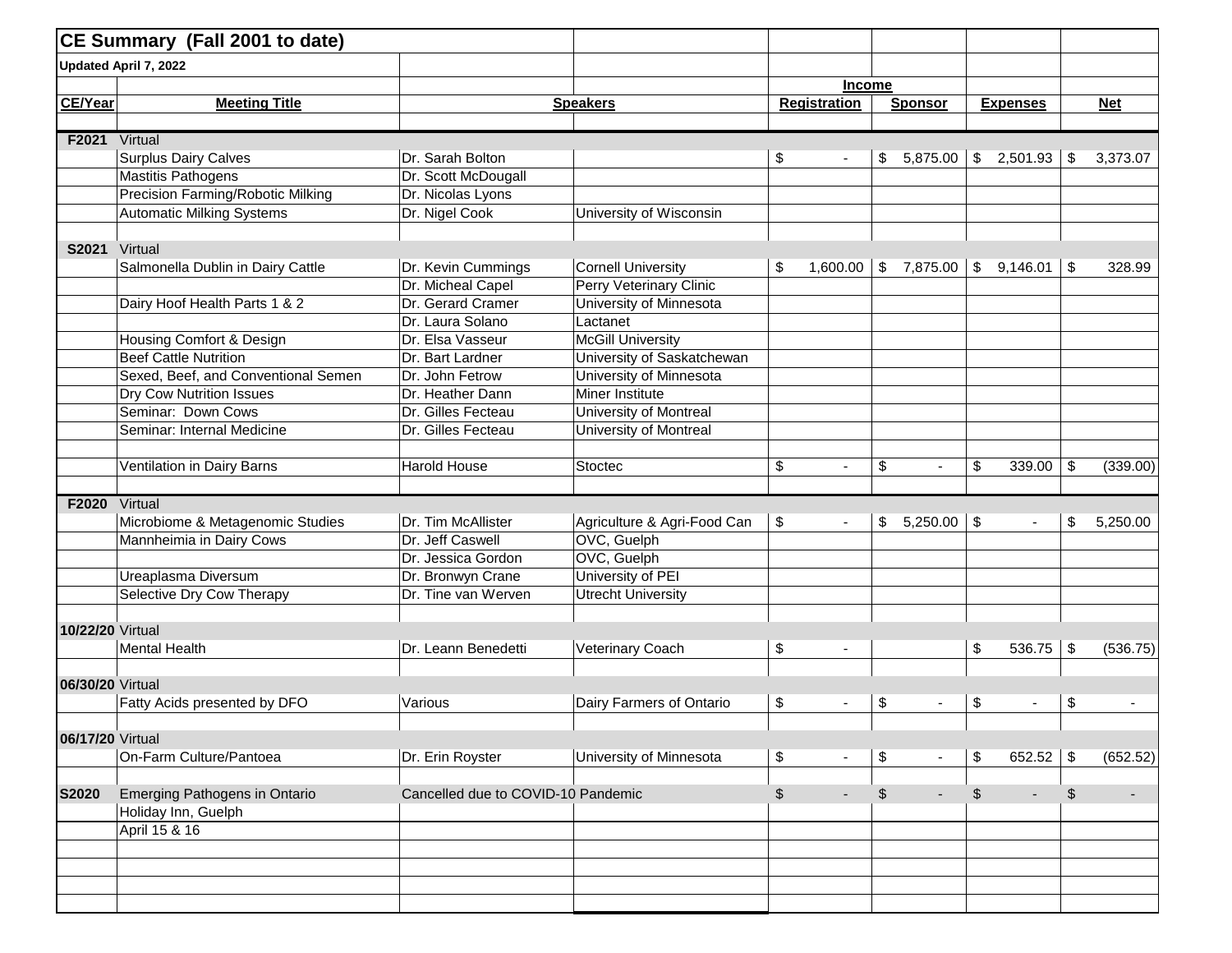# CE Summary (Fall 2001 to date)

**Updated April 7, 2022**

| CE/Year | Meeting Title | Speakers | | Income: Registration | Income: Sponsor | Expenses | Net |
|---|---|---|---|---|---|---|---|
| **F2021** | Virtual | | | | | | |
| | Surplus Dairy Calves | Dr. Sarah Bolton | | $ - | $ 5,875.00 | $ 2,501.93 | $ 3,373.07 |
| | Mastitis Pathogens | Dr. Scott McDougall | | | | | |
| | Precision Farming/Robotic Milking | Dr. Nicolas Lyons | | | | | |
| | Automatic Milking Systems | Dr. Nigel Cook | University of Wisconsin | | | | |
| **S2021** | Virtual | | | | | | |
| | Salmonella Dublin in Dairy Cattle | Dr. Kevin Cummings | Cornell University | $ 1,600.00 | $ 7,875.00 | $ 9,146.01 | $ 328.99 |
| | | Dr. Micheal Capel | Perry Veterinary Clinic | | | | |
| | Dairy Hoof Health Parts 1 & 2 | Dr. Gerard Cramer | University of Minnesota | | | | |
| | | Dr. Laura Solano | Lactanet | | | | |
| | Housing Comfort & Design | Dr. Elsa Vasseur | McGill University | | | | |
| | Beef Cattle Nutrition | Dr. Bart Lardner | University of Saskatchewan | | | | |
| | Sexed, Beef, and Conventional Semen | Dr. John Fetrow | University of Minnesota | | | | |
| | Dry Cow Nutrition Issues | Dr. Heather Dann | Miner Institute | | | | |
| | Seminar: Down Cows | Dr. Gilles Fecteau | University of Montreal | | | | |
| | Seminar: Internal Medicine | Dr. Gilles Fecteau | University of Montreal | | | | |
| | Ventilation in Dairy Barns | Harold House | Stoctec | $ - | $ - | $ 339.00 | $ (339.00) |
| **F2020** | Virtual | | | | | | |
| | Microbiome & Metagenomic Studies | Dr. Tim McAllister | Agriculture & Agri-Food Can | $ - | $ 5,250.00 | $ - | $ 5,250.00 |
| | Mannheimia in Dairy Cows | Dr. Jeff Caswell | OVC, Guelph | | | | |
| | | Dr. Jessica Gordon | OVC, Guelph | | | | |
| | Ureaplasma Diversum | Dr. Bronwyn Crane | University of PEI | | | | |
| | Selective Dry Cow Therapy | Dr. Tine van Werven | Utrecht University | | | | |
| **10/22/20** | Virtual | | | | | | |
| | Mental Health | Dr. Leann Benedetti | Veterinary Coach | $ - | | $ 536.75 | $ (536.75) |
| **06/30/20** | Virtual | | | | | | |
| | Fatty Acids presented by DFO | Various | Dairy Farmers of Ontario | $ - | $ - | $ - | $ - |
| **06/17/20** | Virtual | | | | | | |
| | On-Farm Culture/Pantoea | Dr. Erin Royster | University of Minnesota | $ - | $ - | $ 652.52 | $ (652.52) |
| **S2020** | Emerging Pathogens in Ontario | Cancelled due to COVID-10 Pandemic | | $ - | $ - | $ - | $ - |
| | Holiday Inn, Guelph | | | | | | |
| | April 15 & 16 | | | | | | |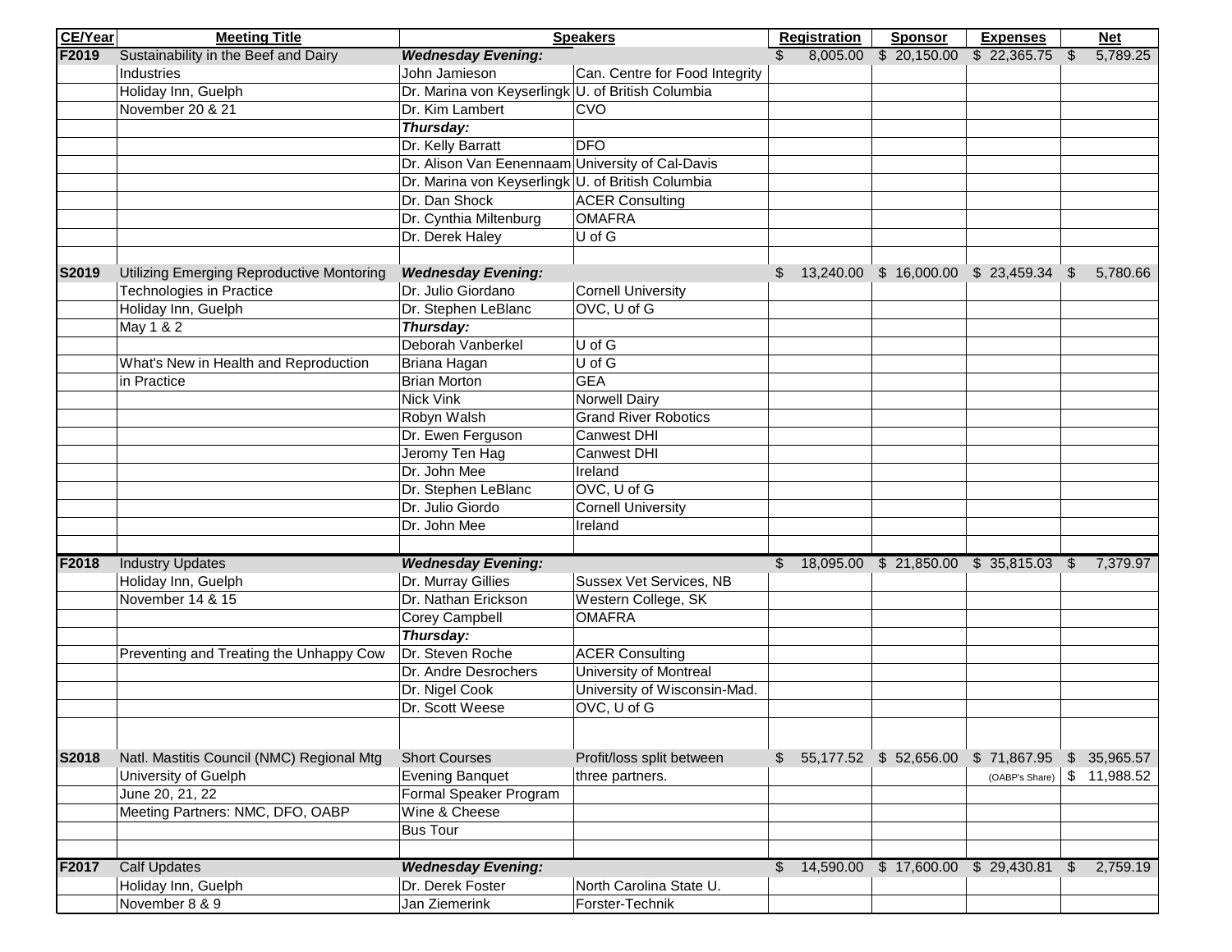| CE/Year | Meeting Title | Speakers | | Registration | Sponsor | Expenses | Net |
|---|---|---|---|---|---|---|---|
| **F2019** | Sustainability in the Beef and Dairy | ***Wednesday Evening:*** | | $ 8,005.00 | $ 20,150.00 | $ 22,365.75 | $ 5,789.25 |
| | Industries | John Jamieson | Can. Centre for Food Integrity | | | | |
| | Holiday Inn, Guelph | Dr. Marina von Keyserlingk | U. of British Columbia | | | | |
| | November 20 & 21 | Dr. Kim Lambert | CVO | | | | |
| | | ***Thursday:*** | | | | | |
| | | Dr. Kelly Barratt | DFO | | | | |
| | | Dr. Alison Van Eenennaam | University of Cal-Davis | | | | |
| | | Dr. Marina von Keyserlingk | U. of British Columbia | | | | |
| | | Dr. Dan Shock | ACER Consulting | | | | |
| | | Dr. Cynthia Miltenburg | OMAFRA | | | | |
| | | Dr. Derek Haley | U of G | | | | |
| | | | | | | | |
| **S2019** | Utilizing Emerging Reproductive Montoring | ***Wednesday Evening:*** | | $ 13,240.00 | $ 16,000.00 | $ 23,459.34 | $ 5,780.66 |
| | Technologies in Practice | Dr. Julio Giordano | Cornell University | | | | |
| | Holiday Inn, Guelph | Dr. Stephen LeBlanc | OVC, U of G | | | | |
| | May 1 & 2 | ***Thursday:*** | | | | | |
| | | Deborah Vanberkel | U of G | | | | |
| | What's New in Health and Reproduction | Briana Hagan | U of G | | | | |
| | in Practice | Brian Morton | GEA | | | | |
| | | Nick Vink | Norwell Dairy | | | | |
| | | Robyn Walsh | Grand River Robotics | | | | |
| | | Dr. Ewen Ferguson | Canwest DHI | | | | |
| | | Jeromy Ten Hag | Canwest DHI | | | | |
| | | Dr. John Mee | Ireland | | | | |
| | | Dr. Stephen LeBlanc | OVC, U of G | | | | |
| | | Dr. Julio Giordo | Cornell University | | | | |
| | | Dr. John Mee | Ireland | | | | |
| | | | | | | | |
| **F2018** | Industry Updates | ***Wednesday Evening:*** | | $ 18,095.00 | $ 21,850.00 | $ 35,815.03 | $ 7,379.97 |
| | Holiday Inn, Guelph | Dr. Murray Gillies | Sussex Vet Services, NB | | | | |
| | November 14 & 15 | Dr. Nathan Erickson | Western College, SK | | | | |
| | | Corey Campbell | OMAFRA | | | | |
| | | ***Thursday:*** | | | | | |
| | Preventing and Treating the Unhappy Cow | Dr. Steven Roche | ACER Consulting | | | | |
| | | Dr. Andre Desrochers | University of Montreal | | | | |
| | | Dr. Nigel Cook | University of Wisconsin-Mad. | | | | |
| | | Dr. Scott Weese | OVC, U of G | | | | |
| | | | | | | | |
| **S2018** | Natl. Mastitis Council (NMC) Regional Mtg | Short Courses | Profit/loss split between | $ 55,177.52 | $ 52,656.00 | $ 71,867.95 | $ 35,965.57 |
| | University of Guelph | Evening Banquet | three partners. | | | (OABP's Share) | $ 11,988.52 |
| | June 20, 21, 22 | Formal Speaker Program | | | | | |
| | Meeting Partners: NMC, DFO, OABP | Wine & Cheese | | | | | |
| | | Bus Tour | | | | | |
| | | | | | | | |
| **F2017** | Calf Updates | ***Wednesday Evening:*** | | $ 14,590.00 | $ 17,600.00 | $ 29,430.81 | $ 2,759.19 |
| | Holiday Inn, Guelph | Dr. Derek Foster | North Carolina State U. | | | | |
| | November 8 & 9 | Jan Ziemerink | Forster-Technik | | | | |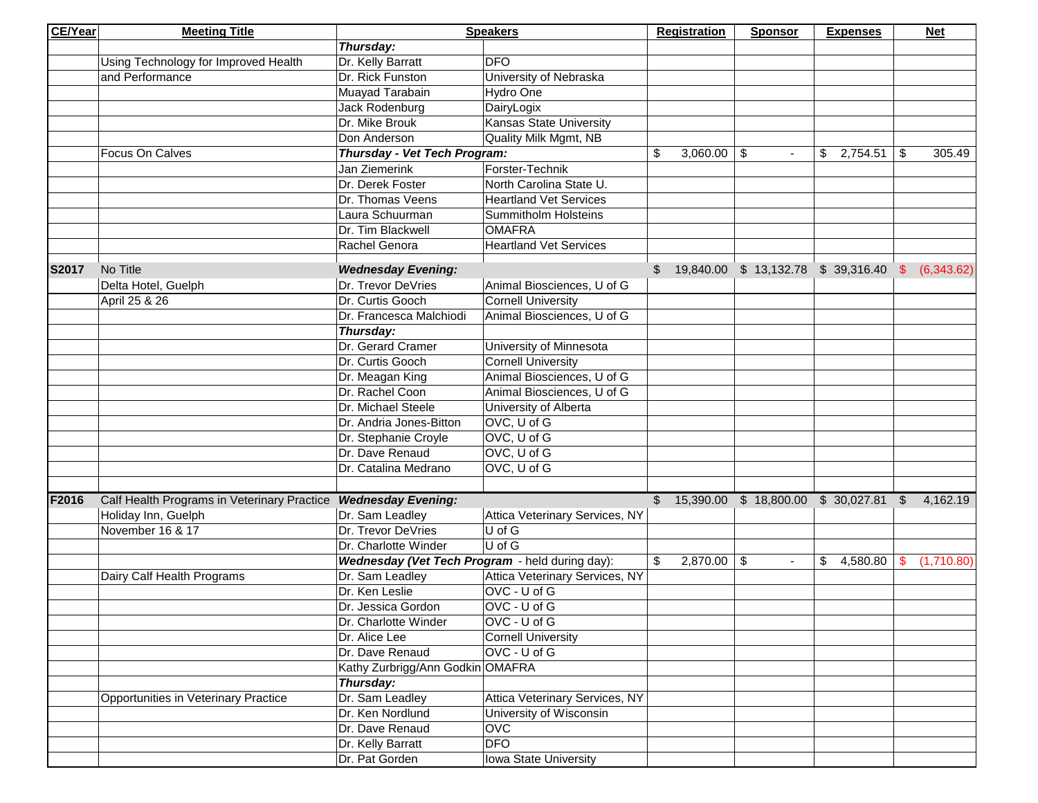| CE/Year | Meeting Title | Speakers | | Registration | Sponsor | Expenses | Net |
|---|---|---|---|---|---|---|---|
| | | ***Thursday:*** | | | | | |
| | Using Technology for Improved Health | Dr. Kelly Barratt | DFO | | | | |
| | and Performance | Dr. Rick Funston | University of Nebraska | | | | |
| | | Muayad Tarabain | Hydro One | | | | |
| | | Jack Rodenburg | DairyLogix | | | | |
| | | Dr. Mike Brouk | Kansas State University | | | | |
| | | Don Anderson | Quality Milk Mgmt, NB | | | | |
| | Focus On Calves | ***Thursday - Vet Tech Program:*** | | $ 3,060.00 | $ - | $ 2,754.51 | $ 305.49 |
| | | Jan Ziemerink | Forster-Technik | | | | |
| | | Dr. Derek Foster | North Carolina State U. | | | | |
| | | Dr. Thomas Veens | Heartland Vet Services | | | | |
| | | Laura Schuurman | Summitholm Holsteins | | | | |
| | | Dr. Tim Blackwell | OMAFRA | | | | |
| | | Rachel Genora | Heartland Vet Services | | | | |
| | | | | | | | |
| **S2017** | No Title | ***Wednesday Evening:*** | | $ 19,840.00 | $ 13,132.78 | $ 39,316.40 | $ (6,343.62) |
| | Delta Hotel, Guelph | Dr. Trevor DeVries | Animal Biosciences, U of G | | | | |
| | April 25 & 26 | Dr. Curtis Gooch | Cornell University | | | | |
| | | Dr. Francesca Malchiodi | Animal Biosciences, U of G | | | | |
| | | ***Thursday:*** | | | | | |
| | | Dr. Gerard Cramer | University of Minnesota | | | | |
| | | Dr. Curtis Gooch | Cornell University | | | | |
| | | Dr. Meagan King | Animal Biosciences, U of G | | | | |
| | | Dr. Rachel Coon | Animal Biosciences, U of G | | | | |
| | | Dr. Michael Steele | University of Alberta | | | | |
| | | Dr. Andria Jones-Bitton | OVC, U of G | | | | |
| | | Dr. Stephanie Croyle | OVC, U of G | | | | |
| | | Dr. Dave Renaud | OVC, U of G | | | | |
| | | Dr. Catalina Medrano | OVC, U of G | | | | |
| | | | | | | | |
| **F2016** | Calf Health Programs in Veterinary Practice | ***Wednesday Evening:*** | | $ 15,390.00 | $ 18,800.00 | $ 30,027.81 | $ 4,162.19 |
| | Holiday Inn, Guelph | Dr. Sam Leadley | Attica Veterinary Services, NY | | | | |
| | November 16 & 17 | Dr. Trevor DeVries | U of G | | | | |
| | | Dr. Charlotte Winder | U of G | | | | |
| | | ***Wednesday (Vet Tech Program*** - held during day): | | $ 2,870.00 | $ - | $ 4,580.80 | $ (1,710.80) |
| | Dairy Calf Health Programs | Dr. Sam Leadley | Attica Veterinary Services, NY | | | | |
| | | Dr. Ken Leslie | OVC - U of G | | | | |
| | | Dr. Jessica Gordon | OVC - U of G | | | | |
| | | Dr. Charlotte Winder | OVC - U of G | | | | |
| | | Dr. Alice Lee | Cornell University | | | | |
| | | Dr. Dave Renaud | OVC - U of G | | | | |
| | | Kathy Zurbrigg/Ann Godkin | OMAFRA | | | | |
| | | ***Thursday:*** | | | | | |
| | Opportunities in Veterinary Practice | Dr. Sam Leadley | Attica Veterinary Services, NY | | | | |
| | | Dr. Ken Nordlund | University of Wisconsin | | | | |
| | | Dr. Dave Renaud | OVC | | | | |
| | | Dr. Kelly Barratt | DFO | | | | |
| | | Dr. Pat Gorden | Iowa State University | | | | |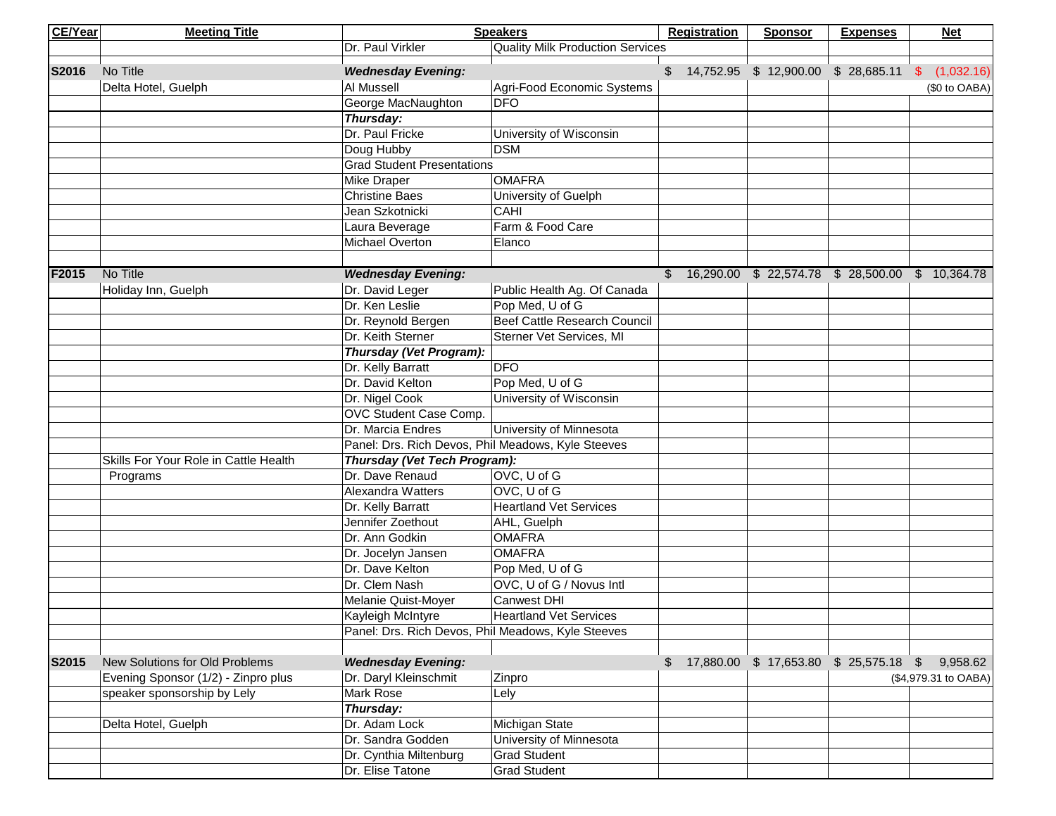| CE/Year | Meeting Title | Speakers | | Registration | Sponsor | Expenses | Net |
|---|---|---|---|---|---|---|---|
| | | Dr. Paul Virkler | Quality Milk Production Services | | | | |
| | | | | | | | |
| S2016 | No Title | ***Wednesday Evening:*** | | $ 14,752.95 | $ 12,900.00 | $ 28,685.11 | $ (1,032.16) |
| | Delta Hotel, Guelph | Al Mussell | Agri-Food Economic Systems | | | | ($0 to OABA) |
| | | George MacNaughton | DFO | | | | |
| | | ***Thursday:*** | | | | | |
| | | Dr. Paul Fricke | University of Wisconsin | | | | |
| | | Doug Hubby | DSM | | | | |
| | | Grad Student Presentations | | | | | |
| | | Mike Draper | OMAFRA | | | | |
| | | Christine Baes | University of Guelph | | | | |
| | | Jean Szkotnicki | CAHI | | | | |
| | | Laura Beverage | Farm & Food Care | | | | |
| | | Michael Overton | Elanco | | | | |
| | | | | | | | |
| F2015 | No Title | ***Wednesday Evening:*** | | $ 16,290.00 | $ 22,574.78 | $ 28,500.00 | $ 10,364.78 |
| | Holiday Inn, Guelph | Dr. David Leger | Public Health Ag. Of Canada | | | | |
| | | Dr. Ken Leslie | Pop Med, U of G | | | | |
| | | Dr. Reynold Bergen | Beef Cattle Research Council | | | | |
| | | Dr. Keith Sterner | Sterner Vet Services, MI | | | | |
| | | ***Thursday (Vet Program):*** | | | | | |
| | | Dr. Kelly Barratt | DFO | | | | |
| | | Dr. David Kelton | Pop Med, U of G | | | | |
| | | Dr. Nigel Cook | University of Wisconsin | | | | |
| | | OVC Student Case Comp. | | | | | |
| | | Dr. Marcia Endres | University of Minnesota | | | | |
| | | Panel: Drs. Rich Devos, Phil Meadows, Kyle Steeves | | | | | |
| | Skills For Your Role in Cattle Health | ***Thursday (Vet Tech Program):*** | | | | | |
| | Programs | Dr. Dave Renaud | OVC, U of G | | | | |
| | | Alexandra Watters | OVC, U of G | | | | |
| | | Dr. Kelly Barratt | Heartland Vet Services | | | | |
| | | Jennifer Zoethout | AHL, Guelph | | | | |
| | | Dr. Ann Godkin | OMAFRA | | | | |
| | | Dr. Jocelyn Jansen | OMAFRA | | | | |
| | | Dr. Dave Kelton | Pop Med, U of G | | | | |
| | | Dr. Clem Nash | OVC, U of G / Novus Intl | | | | |
| | | Melanie Quist-Moyer | Canwest DHI | | | | |
| | | Kayleigh McIntyre | Heartland Vet Services | | | | |
| | | Panel: Drs. Rich Devos, Phil Meadows, Kyle Steeves | | | | | |
| | | | | | | | |
| S2015 | New Solutions for Old Problems | ***Wednesday Evening:*** | | $ 17,880.00 | $ 17,653.80 | $ 25,575.18 | $ 9,958.62 |
| | Evening Sponsor (1/2) - Zinpro plus | Dr. Daryl Kleinschmit | Zinpro | | | | ($4,979.31 to OABA) |
| | speaker sponsorship by Lely | Mark Rose | Lely | | | | |
| | | ***Thursday:*** | | | | | |
| | Delta Hotel, Guelph | Dr. Adam Lock | Michigan State | | | | |
| | | Dr. Sandra Godden | University of Minnesota | | | | |
| | | Dr. Cynthia Miltenburg | Grad Student | | | | |
| | | Dr. Elise Tatone | Grad Student | | | | |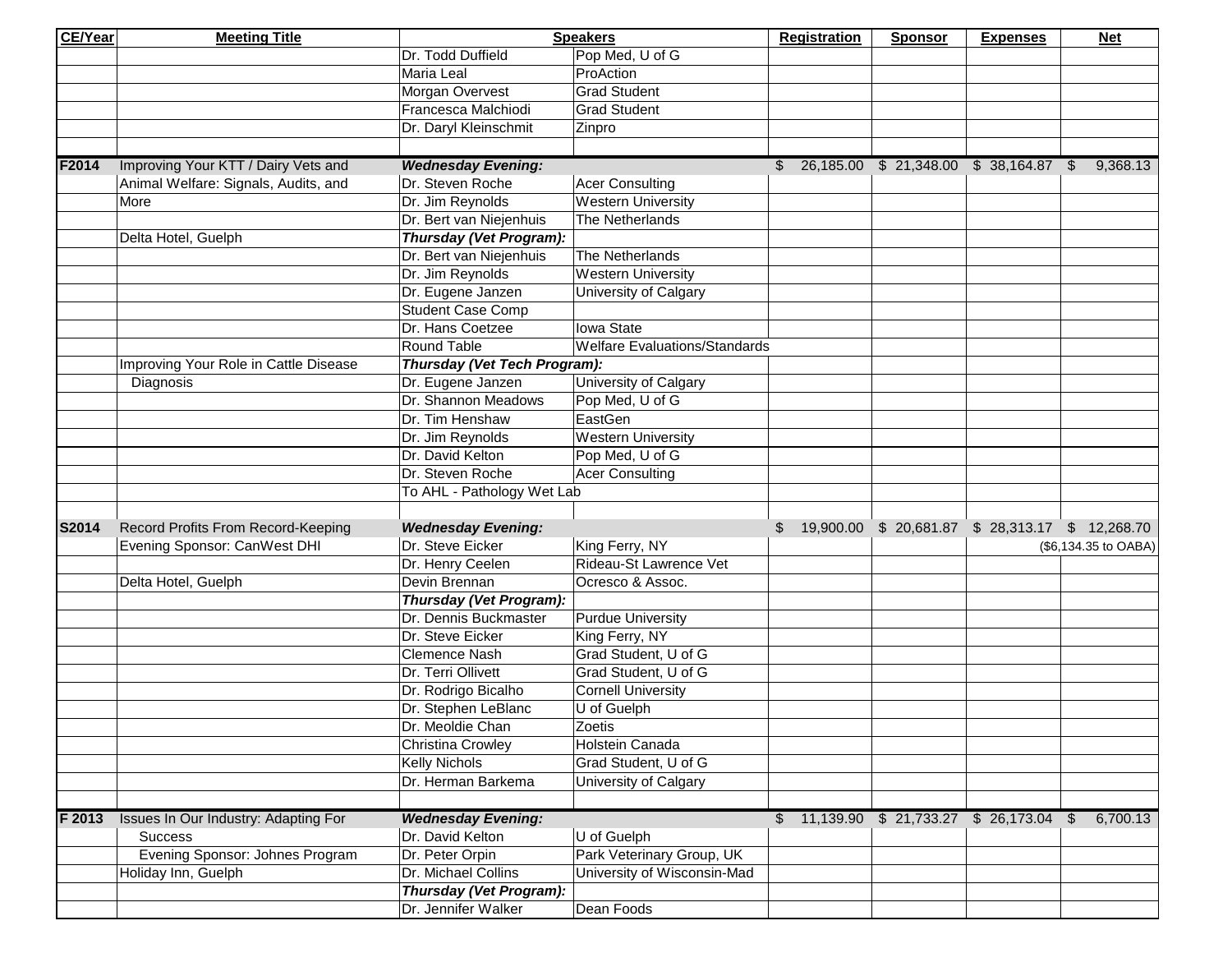| CE/Year | Meeting Title | Speakers | | Registration | Sponsor | Expenses | Net |
|---|---|---|---|---|---|---|---|
| | | Dr. Todd Duffield | Pop Med, U of G | | | | |
| | | Maria Leal | ProAction | | | | |
| | | Morgan Overvest | Grad Student | | | | |
| | | Francesca Malchiodi | Grad Student | | | | |
| | | Dr. Daryl Kleinschmit | Zinpro | | | | |
| | | | | | | | |
| **F2014** | Improving Your KTT / Dairy Vets and | ***Wednesday Evening:*** | | $ 26,185.00 | $ 21,348.00 | $ 38,164.87 | $ 9,368.13 |
| | Animal Welfare: Signals, Audits, and | Dr. Steven Roche | Acer Consulting | | | | |
| | More | Dr. Jim Reynolds | Western University | | | | |
| | | Dr. Bert van Niejenhuis | The Netherlands | | | | |
| | Delta Hotel, Guelph | ***Thursday (Vet Program):*** | | | | | |
| | | Dr. Bert van Niejenhuis | The Netherlands | | | | |
| | | Dr. Jim Reynolds | Western University | | | | |
| | | Dr. Eugene Janzen | University of Calgary | | | | |
| | | Student Case Comp | | | | | |
| | | Dr. Hans Coetzee | Iowa State | | | | |
| | | Round Table | Welfare Evaluations/Standards | | | | |
| | Improving Your Role in Cattle Disease | ***Thursday (Vet Tech Program):*** | | | | | |
| | Diagnosis | Dr. Eugene Janzen | University of Calgary | | | | |
| | | Dr. Shannon Meadows | Pop Med, U of G | | | | |
| | | Dr. Tim Henshaw | EastGen | | | | |
| | | Dr. Jim Reynolds | Western University | | | | |
| | | Dr. David Kelton | Pop Med, U of G | | | | |
| | | Dr. Steven Roche | Acer Consulting | | | | |
| | | To AHL - Pathology Wet Lab | | | | | |
| | | | | | | | |
| **S2014** | Record Profits From Record-Keeping | ***Wednesday Evening:*** | | $ 19,900.00 | $ 20,681.87 | $ 28,313.17 | $ 12,268.70 |
| | Evening Sponsor: CanWest DHI | Dr. Steve Eicker | King Ferry, NY | | | | ($6,134.35 to OABA) |
| | | Dr. Henry Ceelen | Rideau-St Lawrence Vet | | | | |
| | Delta Hotel, Guelph | Devin Brennan | Ocresco & Assoc. | | | | |
| | | ***Thursday (Vet Program):*** | | | | | |
| | | Dr. Dennis Buckmaster | Purdue University | | | | |
| | | Dr. Steve Eicker | King Ferry, NY | | | | |
| | | Clemence Nash | Grad Student, U of G | | | | |
| | | Dr. Terri Ollivett | Grad Student, U of G | | | | |
| | | Dr. Rodrigo Bicalho | Cornell University | | | | |
| | | Dr. Stephen LeBlanc | U of Guelph | | | | |
| | | Dr. Meoldie Chan | Zoetis | | | | |
| | | Christina Crowley | Holstein Canada | | | | |
| | | Kelly Nichols | Grad Student, U of G | | | | |
| | | Dr. Herman Barkema | University of Calgary | | | | |
| | | | | | | | |
| **F 2013** | Issues In Our Industry: Adapting For | ***Wednesday Evening:*** | | $ 11,139.90 | $ 21,733.27 | $ 26,173.04 | $ 6,700.13 |
| | Success | Dr. David Kelton | U of Guelph | | | | |
| | Evening Sponsor: Johnes Program | Dr. Peter Orpin | Park Veterinary Group, UK | | | | |
| | Holiday Inn, Guelph | Dr. Michael Collins | University of Wisconsin-Mad | | | | |
| | | ***Thursday (Vet Program):*** | | | | | |
| | | Dr. Jennifer Walker | Dean Foods | | | | |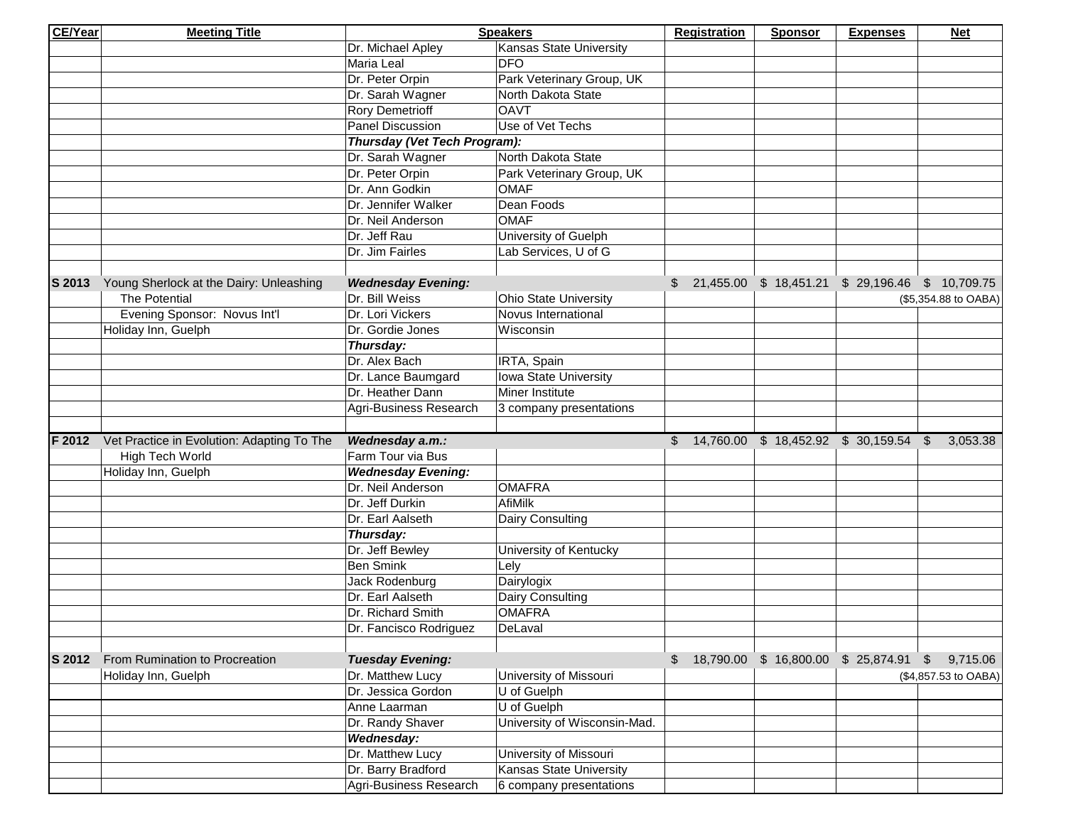| CE/Year | Meeting Title | Speakers | | Registration | Sponsor | Expenses | Net |
|---|---|---|---|---|---|---|---|
| | | Dr. Michael Apley | Kansas State University | | | | |
| | | Maria Leal | DFO | | | | |
| | | Dr. Peter Orpin | Park Veterinary Group, UK | | | | |
| | | Dr. Sarah Wagner | North Dakota State | | | | |
| | | Rory Demetrioff | OAVT | | | | |
| | | Panel Discussion | Use of Vet Techs | | | | |
| | | ***Thursday (Vet Tech Program):*** | | | | | |
| | | Dr. Sarah Wagner | North Dakota State | | | | |
| | | Dr. Peter Orpin | Park Veterinary Group, UK | | | | |
| | | Dr. Ann Godkin | OMAF | | | | |
| | | Dr. Jennifer Walker | Dean Foods | | | | |
| | | Dr. Neil Anderson | OMAF | | | | |
| | | Dr. Jeff Rau | University of Guelph | | | | |
| | | Dr. Jim Fairles | Lab Services, U of G | | | | |
| | | | | | | | |
| **S 2013** | Young Sherlock at the Dairy: Unleashing | ***Wednesday Evening:*** | | $ 21,455.00 | $ 18,451.21 | $ 29,196.46 | $ 10,709.75 |
| | The Potential | Dr. Bill Weiss | Ohio State University | | | | ($5,354.88 to OABA) |
| | Evening Sponsor: Novus Int'l | Dr. Lori Vickers | Novus International | | | | |
| | Holiday Inn, Guelph | Dr. Gordie Jones | Wisconsin | | | | |
| | | ***Thursday:*** | | | | | |
| | | Dr. Alex Bach | IRTA, Spain | | | | |
| | | Dr. Lance Baumgard | Iowa State University | | | | |
| | | Dr. Heather Dann | Miner Institute | | | | |
| | | Agri-Business Research | 3 company presentations | | | | |
| | | | | | | | |
| **F 2012** | Vet Practice in Evolution: Adapting To The | ***Wednesday a.m.:*** | | $ 14,760.00 | $ 18,452.92 | $ 30,159.54 | $ 3,053.38 |
| | High Tech World | Farm Tour via Bus | | | | | |
| | Holiday Inn, Guelph | ***Wednesday Evening:*** | | | | | |
| | | Dr. Neil Anderson | OMAFRA | | | | |
| | | Dr. Jeff Durkin | AfiMilk | | | | |
| | | Dr. Earl Aalseth | Dairy Consulting | | | | |
| | | ***Thursday:*** | | | | | |
| | | Dr. Jeff Bewley | University of Kentucky | | | | |
| | | Ben Smink | Lely | | | | |
| | | Jack Rodenburg | Dairylogix | | | | |
| | | Dr. Earl Aalseth | Dairy Consulting | | | | |
| | | Dr. Richard Smith | OMAFRA | | | | |
| | | Dr. Fancisco Rodriguez | DeLaval | | | | |
| | | | | | | | |
| **S 2012** | From Rumination to Procreation | ***Tuesday Evening:*** | | $ 18,790.00 | $ 16,800.00 | $ 25,874.91 | $ 9,715.06 |
| | Holiday Inn, Guelph | Dr. Matthew Lucy | University of Missouri | | | | ($4,857.53 to OABA) |
| | | Dr. Jessica Gordon | U of Guelph | | | | |
| | | Anne Laarman | U of Guelph | | | | |
| | | Dr. Randy Shaver | University of Wisconsin-Mad. | | | | |
| | | ***Wednesday:*** | | | | | |
| | | Dr. Matthew Lucy | University of Missouri | | | | |
| | | Dr. Barry Bradford | Kansas State University | | | | |
| | | Agri-Business Research | 6 company presentations | | | | |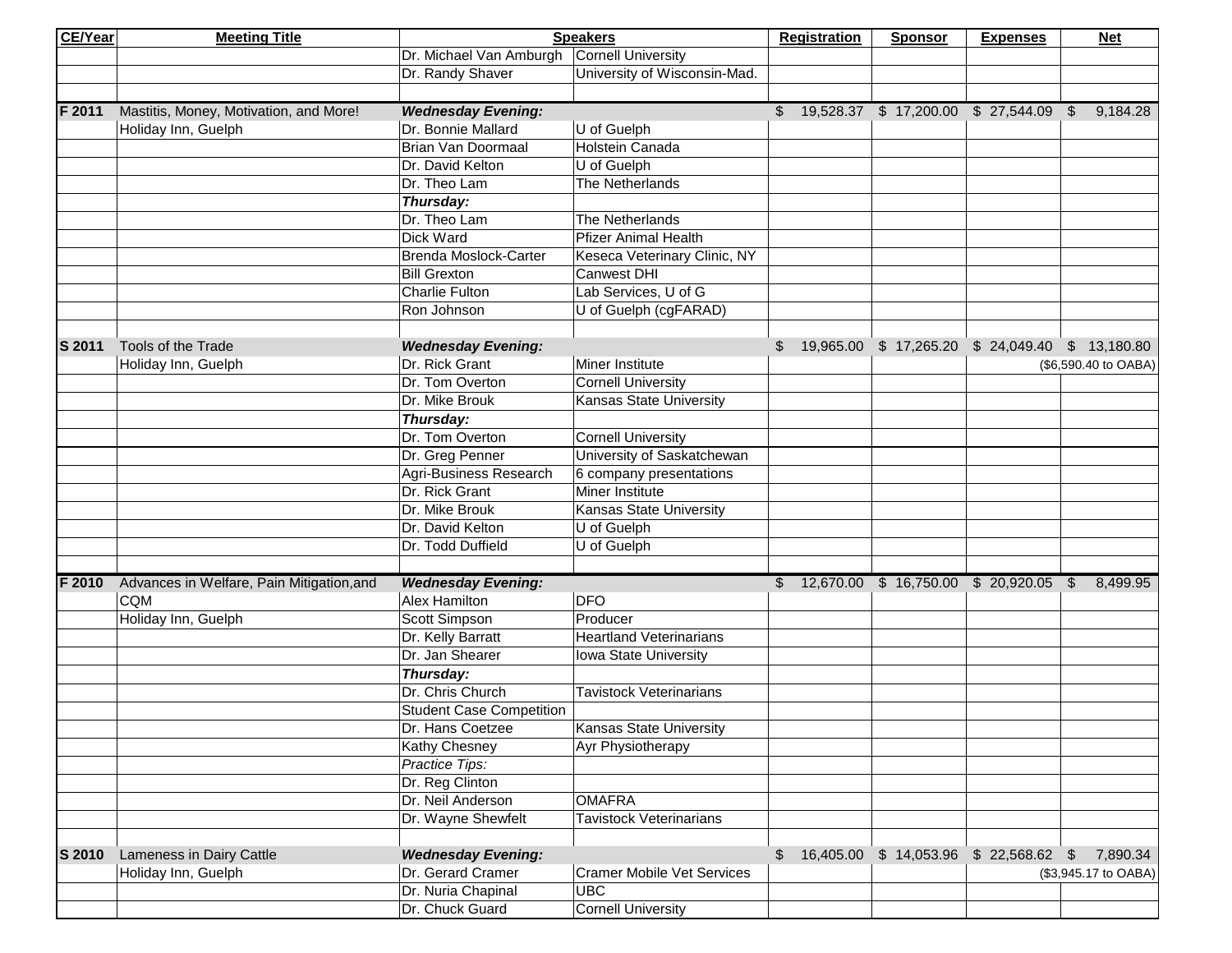| CE/Year | Meeting Title | Speakers | | Registration | Sponsor | Expenses | Net |
|---|---|---|---|---|---|---|---|
| | | Dr. Michael Van Amburgh | Cornell University | | | | |
| | | Dr. Randy Shaver | University of Wisconsin-Mad. | | | | |
| | | | | | | | |
| F 2011 | Mastitis, Money, Motivation, and More! | ***Wednesday Evening:*** | | $ 19,528.37 | $ 17,200.00 | $ 27,544.09 | $ 9,184.28 |
| | Holiday Inn, Guelph | Dr. Bonnie Mallard | U of Guelph | | | | |
| | | Brian Van Doormaal | Holstein Canada | | | | |
| | | Dr. David Kelton | U of Guelph | | | | |
| | | Dr. Theo Lam | The Netherlands | | | | |
| | | ***Thursday:*** | | | | | |
| | | Dr. Theo Lam | The Netherlands | | | | |
| | | Dick Ward | Pfizer Animal Health | | | | |
| | | Brenda Moslock-Carter | Keseca Veterinary Clinic, NY | | | | |
| | | Bill Grexton | Canwest DHI | | | | |
| | | Charlie Fulton | Lab Services, U of G | | | | |
| | | Ron Johnson | U of Guelph (cgFARAD) | | | | |
| | | | | | | | |
| S 2011 | Tools of the Trade | ***Wednesday Evening:*** | | $ 19,965.00 | $ 17,265.20 | $ 24,049.40 | $ 13,180.80 |
| | Holiday Inn, Guelph | Dr. Rick Grant | Miner Institute | | | | ($6,590.40 to OABA) |
| | | Dr. Tom Overton | Cornell University | | | | |
| | | Dr. Mike Brouk | Kansas State University | | | | |
| | | ***Thursday:*** | | | | | |
| | | Dr. Tom Overton | Cornell University | | | | |
| | | Dr. Greg Penner | University of Saskatchewan | | | | |
| | | Agri-Business Research | 6 company presentations | | | | |
| | | Dr. Rick Grant | Miner Institute | | | | |
| | | Dr. Mike Brouk | Kansas State University | | | | |
| | | Dr. David Kelton | U of Guelph | | | | |
| | | Dr. Todd Duffield | U of Guelph | | | | |
| | | | | | | | |
| F 2010 | Advances in Welfare, Pain Mitigation,and | ***Wednesday Evening:*** | | $ 12,670.00 | $ 16,750.00 | $ 20,920.05 | $ 8,499.95 |
| | CQM | Alex Hamilton | DFO | | | | |
| | Holiday Inn, Guelph | Scott Simpson | Producer | | | | |
| | | Dr. Kelly Barratt | Heartland Veterinarians | | | | |
| | | Dr. Jan Shearer | Iowa State University | | | | |
| | | ***Thursday:*** | | | | | |
| | | Dr. Chris Church | Tavistock Veterinarians | | | | |
| | | Student Case Competition | | | | | |
| | | Dr. Hans Coetzee | Kansas State University | | | | |
| | | Kathy Chesney | Ayr Physiotherapy | | | | |
| | | *Practice Tips:* | | | | | |
| | | Dr. Reg Clinton | | | | | |
| | | Dr. Neil Anderson | OMAFRA | | | | |
| | | Dr. Wayne Shewfelt | Tavistock Veterinarians | | | | |
| | | | | | | | |
| S 2010 | Lameness in Dairy Cattle | ***Wednesday Evening:*** | | $ 16,405.00 | $ 14,053.96 | $ 22,568.62 | $ 7,890.34 |
| | Holiday Inn, Guelph | Dr. Gerard Cramer | Cramer Mobile Vet Services | | | | ($3,945.17 to OABA) |
| | | Dr. Nuria Chapinal | UBC | | | | |
| | | Dr. Chuck Guard | Cornell University | | | | |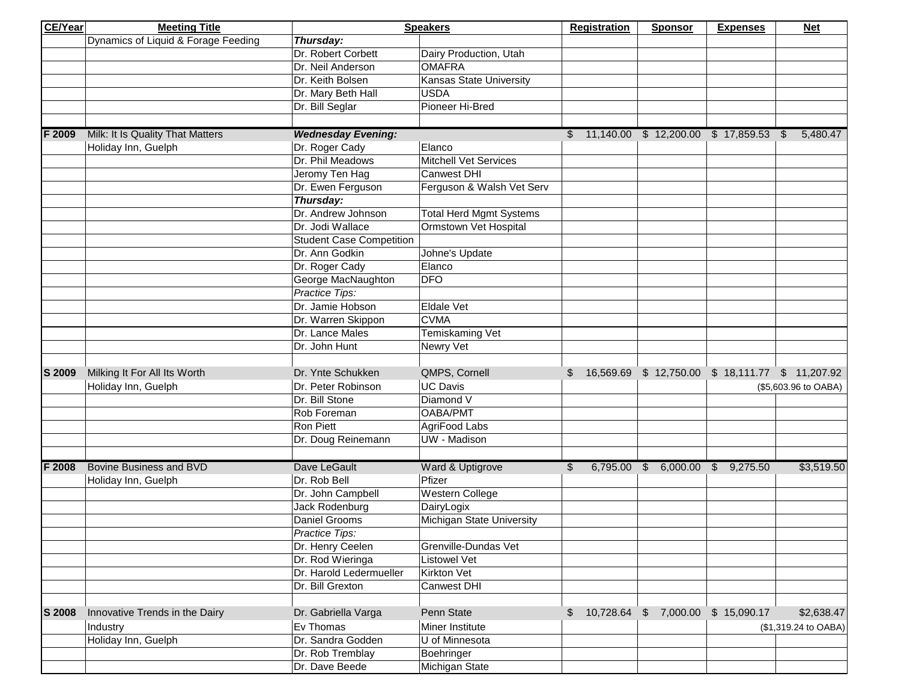| CE/Year | Meeting Title | Speakers | | Registration | Sponsor | Expenses | Net |
|---|---|---|---|---|---|---|---|
| | Dynamics of Liquid & Forage Feeding | ***Thursday:*** | | | | | |
| | | Dr. Robert Corbett | Dairy Production, Utah | | | | |
| | | Dr. Neil Anderson | OMAFRA | | | | |
| | | Dr. Keith Bolsen | Kansas State University | | | | |
| | | Dr. Mary Beth Hall | USDA | | | | |
| | | Dr. Bill Seglar | Pioneer Hi-Bred | | | | |
| | | | | | | | |
| F 2009 | Milk: It Is Quality That Matters | ***Wednesday Evening:*** | | $ 11,140.00 | $ 12,200.00 | $ 17,859.53 | $ 5,480.47 |
| | Holiday Inn, Guelph | Dr. Roger Cady | Elanco | | | | |
| | | Dr. Phil Meadows | Mitchell Vet Services | | | | |
| | | Jeromy Ten Hag | Canwest DHI | | | | |
| | | Dr. Ewen Ferguson | Ferguson & Walsh Vet Serv | | | | |
| | | ***Thursday:*** | | | | | |
| | | Dr. Andrew Johnson | Total Herd Mgmt Systems | | | | |
| | | Dr. Jodi Wallace | Ormstown Vet Hospital | | | | |
| | | Student Case Competition | | | | | |
| | | Dr. Ann Godkin | Johne's Update | | | | |
| | | Dr. Roger Cady | Elanco | | | | |
| | | George MacNaughton | DFO | | | | |
| | | *Practice Tips:* | | | | | |
| | | Dr. Jamie Hobson | Eldale Vet | | | | |
| | | Dr. Warren Skippon | CVMA | | | | |
| | | Dr. Lance Males | Temiskaming Vet | | | | |
| | | Dr. John Hunt | Newry Vet | | | | |
| | | | | | | | |
| S 2009 | Milking It For All Its Worth | Dr. Ynte Schukken | QMPS, Cornell | $ 16,569.69 | $ 12,750.00 | $ 18,111.77 | $ 11,207.92 |
| | Holiday Inn, Guelph | Dr. Peter Robinson | UC Davis | | | | ($5,603.96 to OABA) |
| | | Dr. Bill Stone | Diamond V | | | | |
| | | Rob Foreman | OABA/PMT | | | | |
| | | Ron Piett | AgriFood Labs | | | | |
| | | Dr. Doug Reinemann | UW - Madison | | | | |
| | | | | | | | |
| F 2008 | Bovine Business and BVD | Dave LeGault | Ward & Uptigrove | $ 6,795.00 | $ 6,000.00 | $ 9,275.50 | $3,519.50 |
| | Holiday Inn, Guelph | Dr. Rob Bell | Pfizer | | | | |
| | | Dr. John Campbell | Western College | | | | |
| | | Jack Rodenburg | DairyLogix | | | | |
| | | Daniel Grooms | Michigan State University | | | | |
| | | *Practice Tips:* | | | | | |
| | | Dr. Henry Ceelen | Grenville-Dundas Vet | | | | |
| | | Dr. Rod Wieringa | Listowel Vet | | | | |
| | | Dr. Harold Ledermueller | Kirkton Vet | | | | |
| | | Dr. Bill Grexton | Canwest DHI | | | | |
| | | | | | | | |
| S 2008 | Innovative Trends in the Dairy | Dr. Gabriella Varga | Penn State | $ 10,728.64 | $ 7,000.00 | $ 15,090.17 | $2,638.47 |
| | Industry | Ev Thomas | Miner Institute | | | | ($1,319.24 to OABA) |
| | Holiday Inn, Guelph | Dr. Sandra Godden | U of Minnesota | | | | |
| | | Dr. Rob Tremblay | Boehringer | | | | |
| | | Dr. Dave Beede | Michigan State | | | | |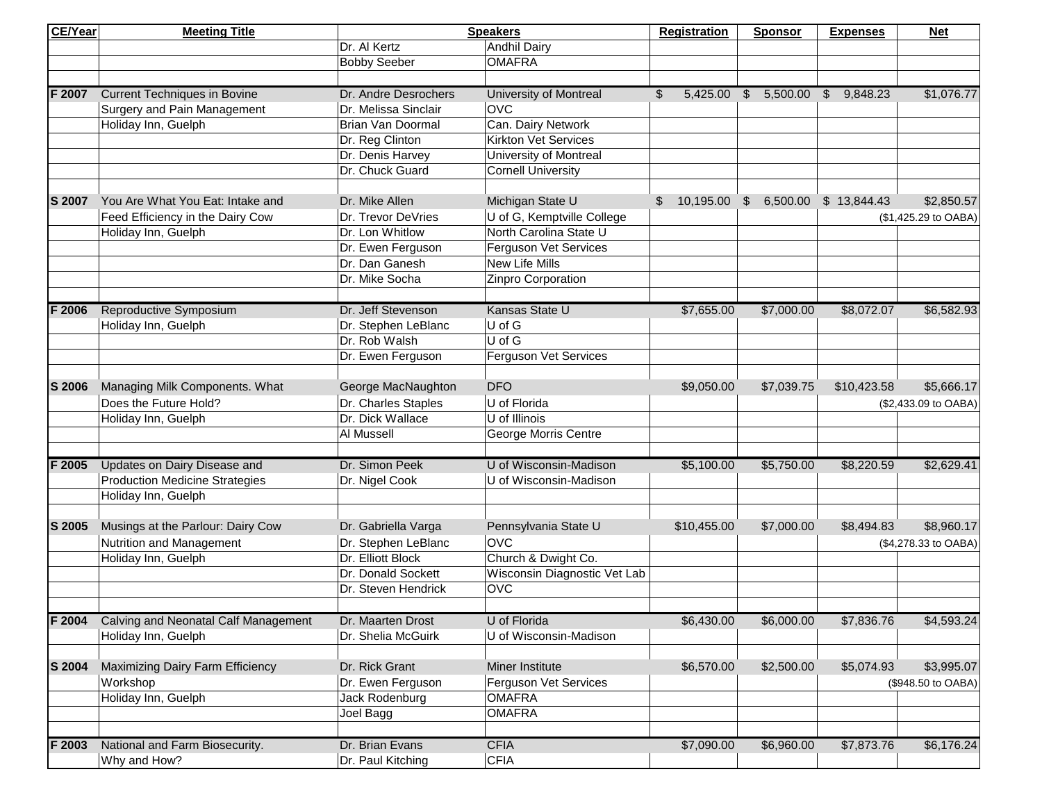| CE/Year | Meeting Title | Speakers | | Registration | Sponsor | Expenses | Net |
|---|---|---|---|---|---|---|---|
| | | Dr. Al Kertz | Andhil Dairy | | | | |
| | | Bobby Seeber | OMAFRA | | | | |
| | | | | | | | |
| F 2007 | Current Techniques in Bovine | Dr. Andre Desrochers | University of Montreal | $ 5,425.00 | $ 5,500.00 | $ 9,848.23 | $1,076.77 |
| | Surgery and Pain Management | Dr. Melissa Sinclair | OVC | | | | |
| | Holiday Inn, Guelph | Brian Van Doormal | Can. Dairy Network | | | | |
| | | Dr. Reg Clinton | Kirkton Vet Services | | | | |
| | | Dr. Denis Harvey | University of Montreal | | | | |
| | | Dr. Chuck Guard | Cornell University | | | | |
| | | | | | | | |
| S 2007 | You Are What You Eat: Intake and | Dr. Mike Allen | Michigan State U | $ 10,195.00 | $ 6,500.00 | $ 13,844.43 | $2,850.57 |
| | Feed Efficiency in the Dairy Cow | Dr. Trevor DeVries | U of G, Kemptville College | | | | ($1,425.29 to OABA) |
| | Holiday Inn, Guelph | Dr. Lon Whitlow | North Carolina State U | | | | |
| | | Dr. Ewen Ferguson | Ferguson Vet Services | | | | |
| | | Dr. Dan Ganesh | New Life Mills | | | | |
| | | Dr. Mike Socha | Zinpro Corporation | | | | |
| | | | | | | | |
| F 2006 | Reproductive Symposium | Dr. Jeff Stevenson | Kansas State U | $7,655.00 | $7,000.00 | $8,072.07 | $6,582.93 |
| | Holiday Inn, Guelph | Dr. Stephen LeBlanc | U of G | | | | |
| | | Dr. Rob Walsh | U of G | | | | |
| | | Dr. Ewen Ferguson | Ferguson Vet Services | | | | |
| | | | | | | | |
| S 2006 | Managing Milk Components. What | George MacNaughton | DFO | $9,050.00 | $7,039.75 | $10,423.58 | $5,666.17 |
| | Does the Future Hold? | Dr. Charles Staples | U of Florida | | | | ($2,433.09 to OABA) |
| | Holiday Inn, Guelph | Dr. Dick Wallace | U of Illinois | | | | |
| | | Al Mussell | George Morris Centre | | | | |
| | | | | | | | |
| F 2005 | Updates on Dairy Disease and | Dr. Simon Peek | U of Wisconsin-Madison | $5,100.00 | $5,750.00 | $8,220.59 | $2,629.41 |
| | Production Medicine Strategies | Dr. Nigel Cook | U of Wisconsin-Madison | | | | |
| | Holiday Inn, Guelph | | | | | | |
| | | | | | | | |
| S 2005 | Musings at the Parlour: Dairy Cow | Dr. Gabriella Varga | Pennsylvania State U | $10,455.00 | $7,000.00 | $8,494.83 | $8,960.17 |
| | Nutrition and Management | Dr. Stephen LeBlanc | OVC | | | | ($4,278.33 to OABA) |
| | Holiday Inn, Guelph | Dr. Elliott Block | Church & Dwight Co. | | | | |
| | | Dr. Donald Sockett | Wisconsin Diagnostic Vet Lab | | | | |
| | | Dr. Steven Hendrick | OVC | | | | |
| | | | | | | | |
| F 2004 | Calving and Neonatal Calf Management | Dr. Maarten Drost | U of Florida | $6,430.00 | $6,000.00 | $7,836.76 | $4,593.24 |
| | Holiday Inn, Guelph | Dr. Shelia McGuirk | U of Wisconsin-Madison | | | | |
| | | | | | | | |
| S 2004 | Maximizing Dairy Farm Efficiency | Dr. Rick Grant | Miner Institute | $6,570.00 | $2,500.00 | $5,074.93 | $3,995.07 |
| | Workshop | Dr. Ewen Ferguson | Ferguson Vet Services | | | | ($948.50 to OABA) |
| | Holiday Inn, Guelph | Jack Rodenburg | OMAFRA | | | | |
| | | Joel Bagg | OMAFRA | | | | |
| | | | | | | | |
| F 2003 | National and Farm Biosecurity. | Dr. Brian Evans | CFIA | $7,090.00 | $6,960.00 | $7,873.76 | $6,176.24 |
| | Why and How? | Dr. Paul Kitching | CFIA | | | | |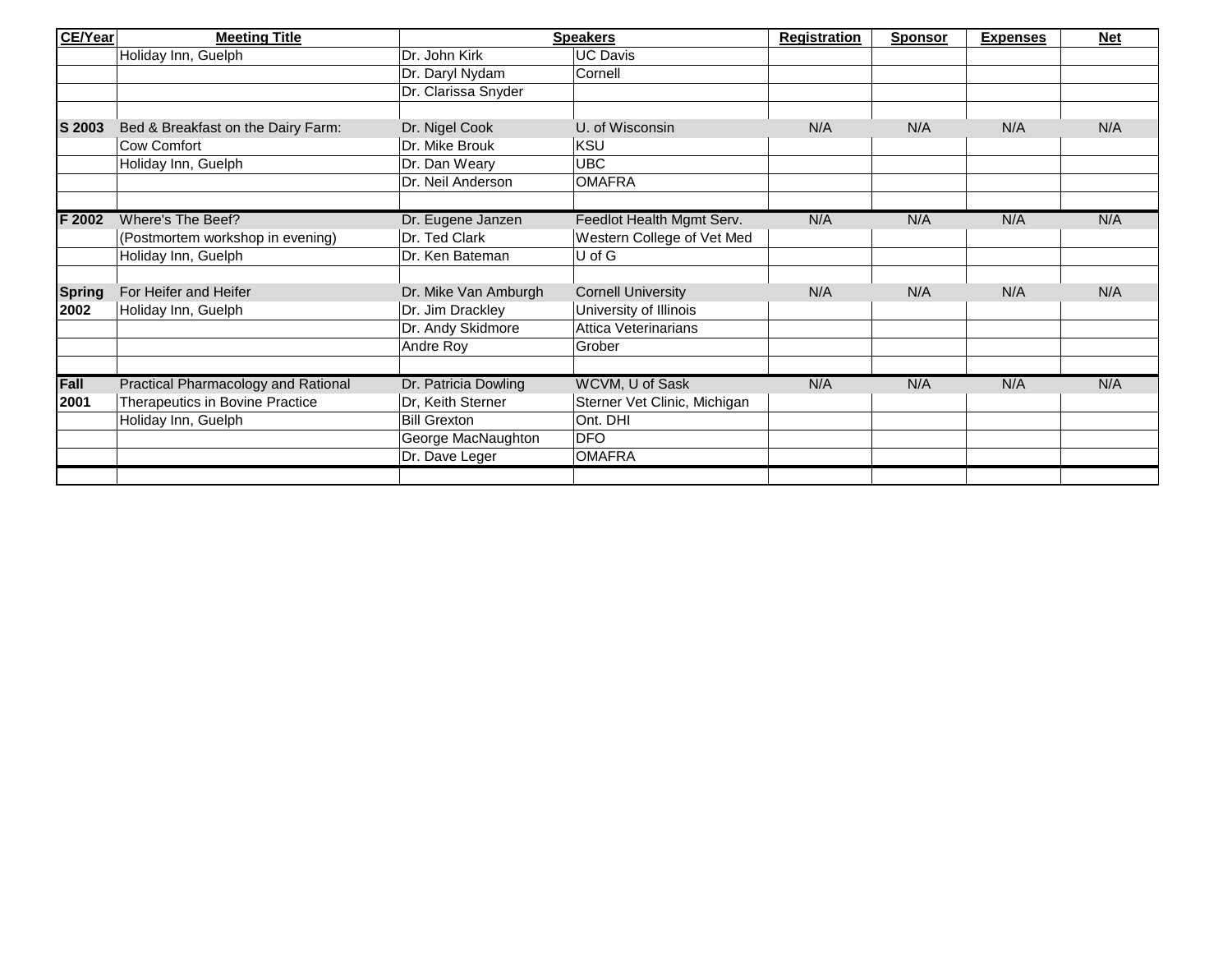| CE/Year | Meeting Title | Speakers | | Registration | Sponsor | Expenses | Net |
|---|---|---|---|---|---|---|---|
| | Holiday Inn, Guelph | Dr. John Kirk | UC Davis | | | | |
| | | Dr. Daryl Nydam | Cornell | | | | |
| | | Dr. Clarissa Snyder | | | | | |
| | | | | | | | |
| S 2003 | Bed & Breakfast on the Dairy Farm: | Dr. Nigel Cook | U. of Wisconsin | N/A | N/A | N/A | N/A |
| | Cow Comfort | Dr. Mike Brouk | KSU | | | | |
| | Holiday Inn, Guelph | Dr. Dan Weary | UBC | | | | |
| | | Dr. Neil Anderson | OMAFRA | | | | |
| | | | | | | | |
| F 2002 | Where's The Beef? | Dr. Eugene Janzen | Feedlot Health Mgmt Serv. | N/A | N/A | N/A | N/A |
| | (Postmortem workshop in evening) | Dr. Ted Clark | Western College of Vet Med | | | | |
| | Holiday Inn, Guelph | Dr. Ken Bateman | U of G | | | | |
| | | | | | | | |
| Spring | For Heifer and Heifer | Dr. Mike Van Amburgh | Cornell University | N/A | N/A | N/A | N/A |
| 2002 | Holiday Inn, Guelph | Dr. Jim Drackley | University of Illinois | | | | |
| | | Dr. Andy Skidmore | Attica Veterinarians | | | | |
| | | Andre Roy | Grober | | | | |
| | | | | | | | |
| Fall | Practical Pharmacology and Rational | Dr. Patricia Dowling | WCVM, U of Sask | N/A | N/A | N/A | N/A |
| 2001 | Therapeutics in Bovine Practice | Dr, Keith Sterner | Sterner Vet Clinic, Michigan | | | | |
| | Holiday Inn, Guelph | Bill Grexton | Ont. DHI | | | | |
| | | George MacNaughton | DFO | | | | |
| | | Dr. Dave Leger | OMAFRA | | | | |
| | | | | | | | |